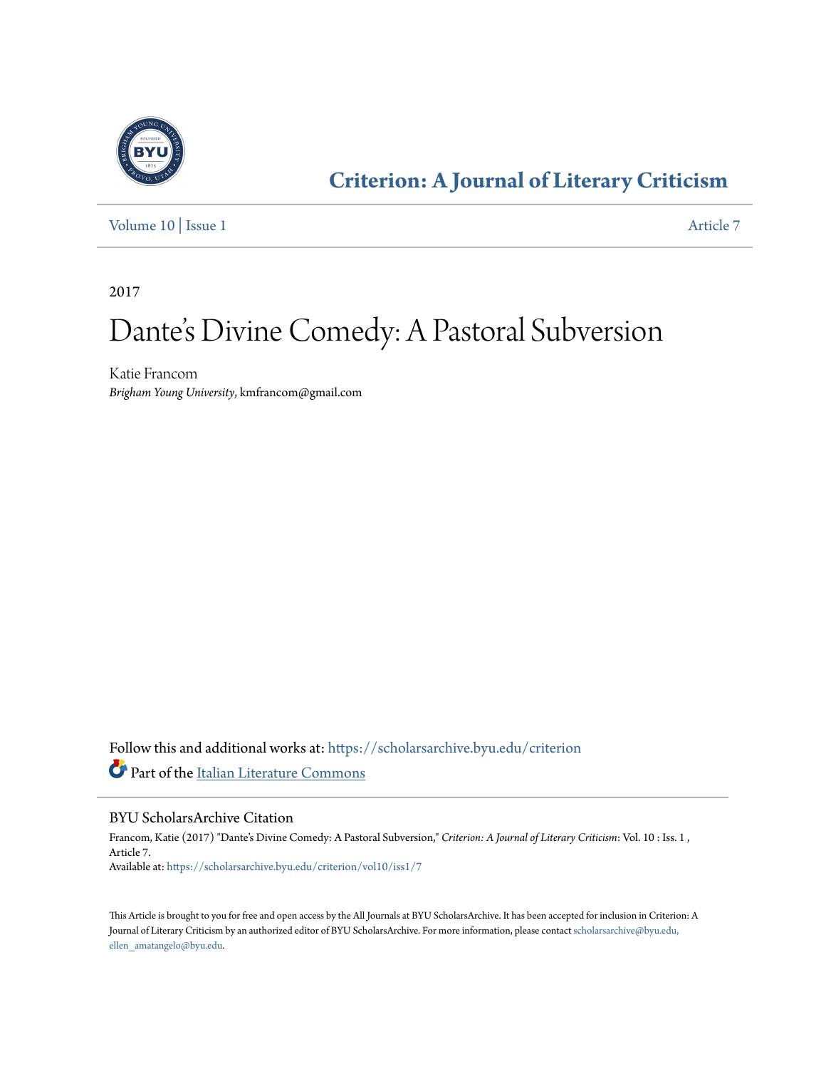# Criterion: A Journal of Literary Criticism

Volume 10 | Issue 1 Article 7

2017

# Dante's Divine Comedy: A Pastoral Subversion

Katie Francom
*Brigham Young University*, kmfrancom@gmail.com

Follow this and additional works at: https://scholarsarchive.byu.edu/criterion

Part of the Italian Literature Commons

## BYU ScholarsArchive Citation

Francom, Katie (2017) "Dante's Divine Comedy: A Pastoral Subversion," *Criterion: A Journal of Literary Criticism*: Vol. 10 : Iss. 1 , Article 7.
Available at: https://scholarsarchive.byu.edu/criterion/vol10/iss1/7

This Article is brought to you for free and open access by the All Journals at BYU ScholarsArchive. It has been accepted for inclusion in Criterion: A Journal of Literary Criticism by an authorized editor of BYU ScholarsArchive. For more information, please contact scholarsarchive@byu.edu, ellen_amatangelo@byu.edu.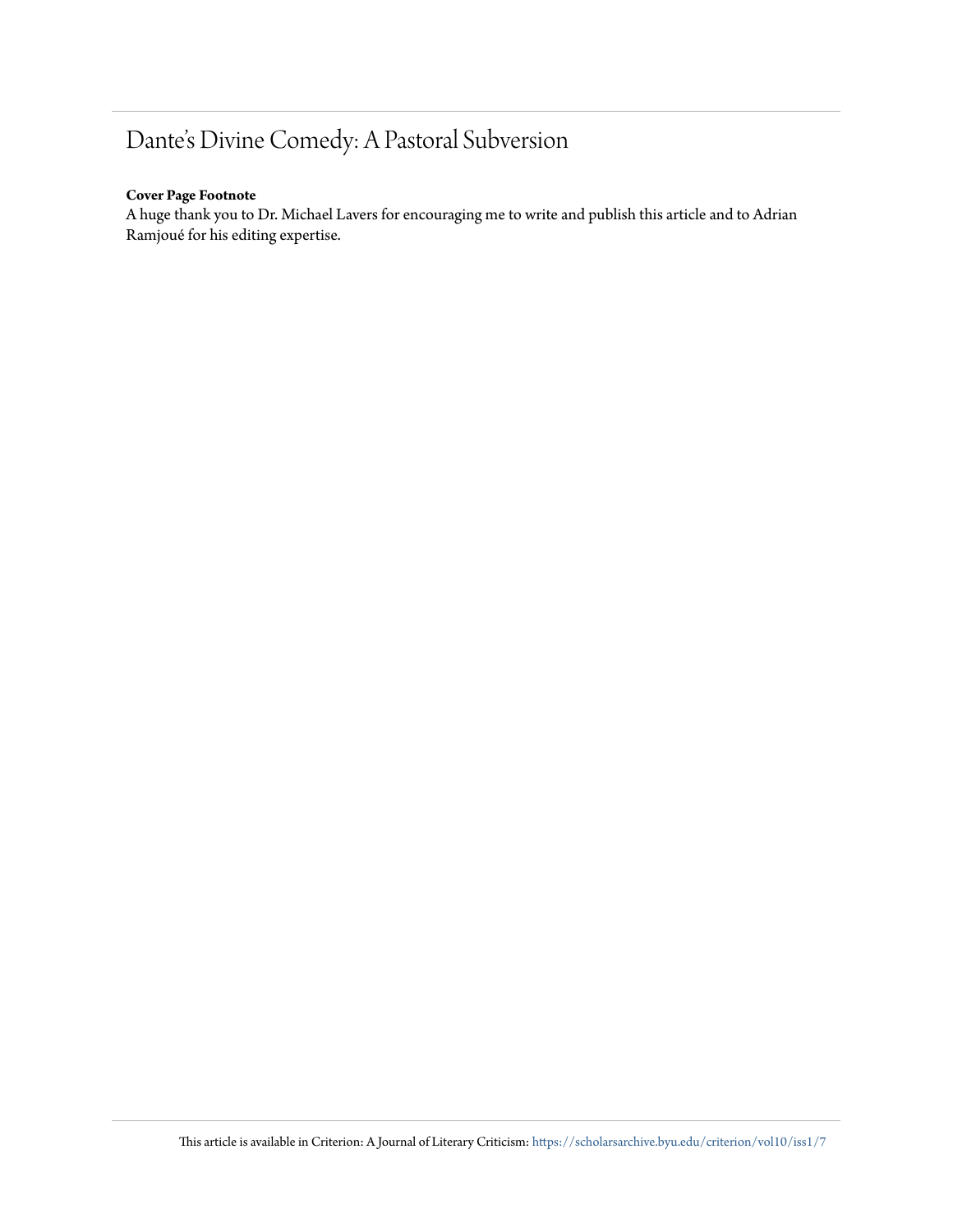# Dante's Divine Comedy: A Pastoral Subversion

**Cover Page Footnote**

A huge thank you to Dr. Michael Lavers for encouraging me to write and publish this article and to Adrian Ramjoué for his editing expertise.

This article is available in Criterion: A Journal of Literary Criticism: https://scholarsarchive.byu.edu/criterion/vol10/iss1/7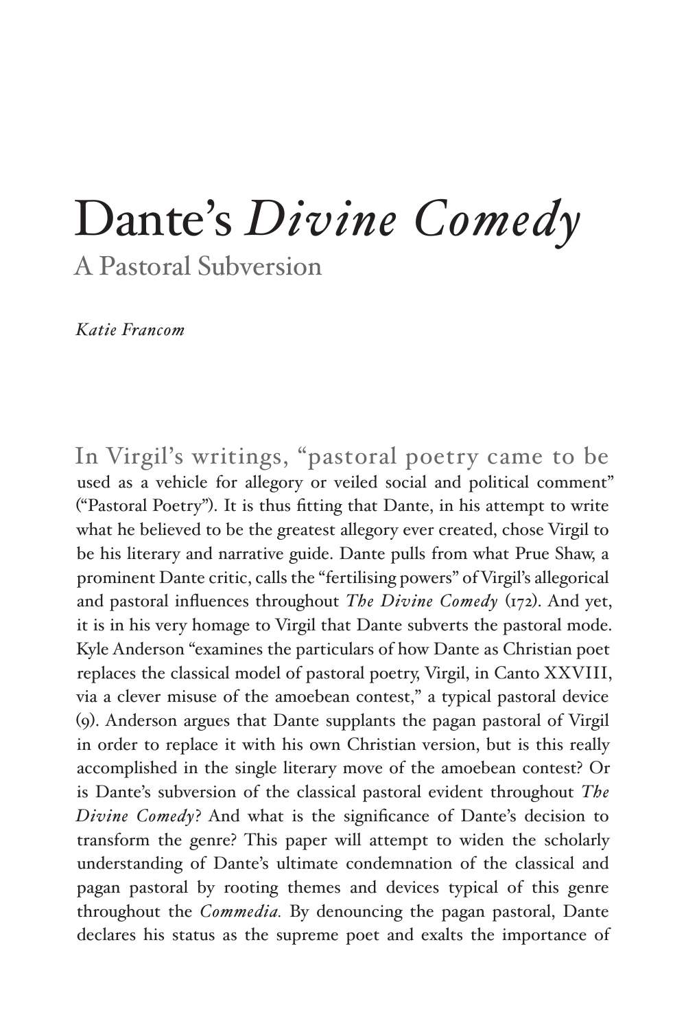# Dante's *Divine Comedy*

## A Pastoral Subversion

*Katie Francom*

In Virgil's writings, "pastoral poetry came to be used as a vehicle for allegory or veiled social and political comment" ("Pastoral Poetry"). It is thus fitting that Dante, in his attempt to write what he believed to be the greatest allegory ever created, chose Virgil to be his literary and narrative guide. Dante pulls from what Prue Shaw, a prominent Dante critic, calls the "fertilising powers" of Virgil's allegorical and pastoral influences throughout *The Divine Comedy* (172). And yet, it is in his very homage to Virgil that Dante subverts the pastoral mode. Kyle Anderson "examines the particulars of how Dante as Christian poet replaces the classical model of pastoral poetry, Virgil, in Canto XXVIII, via a clever misuse of the amoebean contest," a typical pastoral device (9). Anderson argues that Dante supplants the pagan pastoral of Virgil in order to replace it with his own Christian version, but is this really accomplished in the single literary move of the amoebean contest? Or is Dante's subversion of the classical pastoral evident throughout *The Divine Comedy*? And what is the significance of Dante's decision to transform the genre? This paper will attempt to widen the scholarly understanding of Dante's ultimate condemnation of the classical and pagan pastoral by rooting themes and devices typical of this genre throughout the *Commedia.* By denouncing the pagan pastoral, Dante declares his status as the supreme poet and exalts the importance of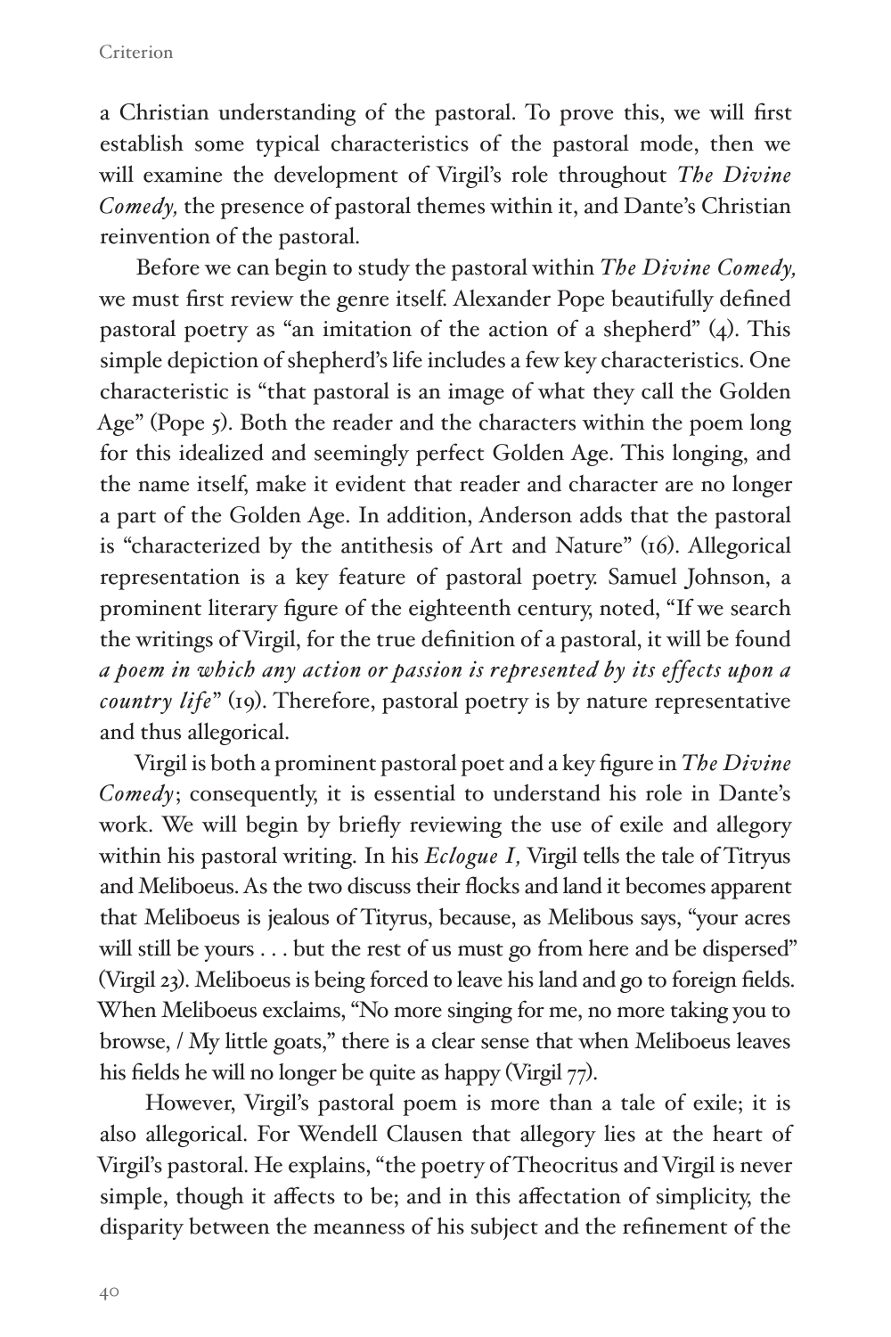a Christian understanding of the pastoral. To prove this, we will first establish some typical characteristics of the pastoral mode, then we will examine the development of Virgil's role throughout *The Divine Comedy,* the presence of pastoral themes within it, and Dante's Christian reinvention of the pastoral.

Before we can begin to study the pastoral within *The Divine Comedy,* we must first review the genre itself. Alexander Pope beautifully defined pastoral poetry as "an imitation of the action of a shepherd" (4). This simple depiction of shepherd's life includes a few key characteristics. One characteristic is "that pastoral is an image of what they call the Golden Age" (Pope 5). Both the reader and the characters within the poem long for this idealized and seemingly perfect Golden Age. This longing, and the name itself, make it evident that reader and character are no longer a part of the Golden Age. In addition, Anderson adds that the pastoral is "characterized by the antithesis of Art and Nature" (16). Allegorical representation is a key feature of pastoral poetry. Samuel Johnson, a prominent literary figure of the eighteenth century, noted, "If we search the writings of Virgil, for the true definition of a pastoral, it will be found *a poem in which any action or passion is represented by its effects upon a country life*" (19). Therefore, pastoral poetry is by nature representative and thus allegorical.

Virgil is both a prominent pastoral poet and a key figure in *The Divine Comedy*; consequently, it is essential to understand his role in Dante's work. We will begin by briefly reviewing the use of exile and allegory within his pastoral writing. In his *Eclogue I,* Virgil tells the tale of Titryus and Meliboeus. As the two discuss their flocks and land it becomes apparent that Meliboeus is jealous of Tityrus, because, as Melibous says, "your acres will still be yours . . . but the rest of us must go from here and be dispersed" (Virgil 23). Meliboeus is being forced to leave his land and go to foreign fields. When Meliboeus exclaims, "No more singing for me, no more taking you to browse, / My little goats," there is a clear sense that when Meliboeus leaves his fields he will no longer be quite as happy (Virgil 77).

However, Virgil's pastoral poem is more than a tale of exile; it is also allegorical. For Wendell Clausen that allegory lies at the heart of Virgil's pastoral. He explains, "the poetry of Theocritus and Virgil is never simple, though it affects to be; and in this affectation of simplicity, the disparity between the meanness of his subject and the refinement of the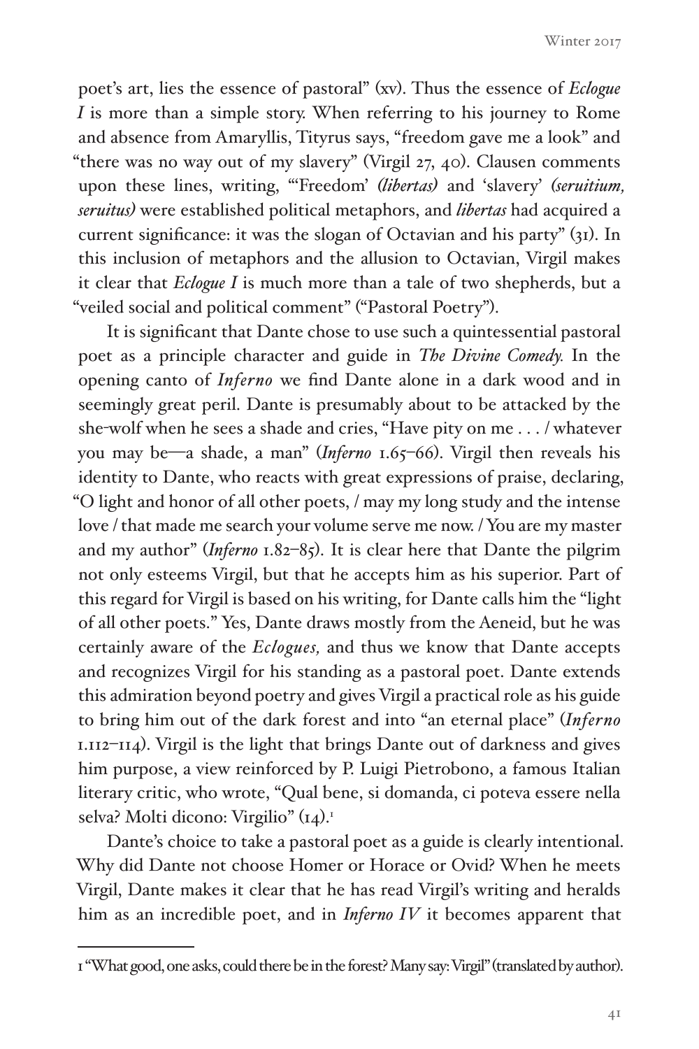poet's art, lies the essence of pastoral" (xv). Thus the essence of *Eclogue I* is more than a simple story. When referring to his journey to Rome and absence from Amaryllis, Tityrus says, "freedom gave me a look" and "there was no way out of my slavery" (Virgil 27, 40). Clausen comments upon these lines, writing, "'Freedom' *(libertas)* and 'slavery' *(seruitium, seruitus)* were established political metaphors, and *libertas* had acquired a current significance: it was the slogan of Octavian and his party" (31). In this inclusion of metaphors and the allusion to Octavian, Virgil makes it clear that *Eclogue I* is much more than a tale of two shepherds, but a "veiled social and political comment" ("Pastoral Poetry").

It is significant that Dante chose to use such a quintessential pastoral poet as a principle character and guide in *The Divine Comedy.* In the opening canto of *Inferno* we find Dante alone in a dark wood and in seemingly great peril. Dante is presumably about to be attacked by the she-wolf when he sees a shade and cries, "Have pity on me . . . / whatever you may be—a shade, a man" (*Inferno* 1.65–66). Virgil then reveals his identity to Dante, who reacts with great expressions of praise, declaring, "O light and honor of all other poets, / may my long study and the intense love / that made me search your volume serve me now. / You are my master and my author" (*Inferno* 1.82–85). It is clear here that Dante the pilgrim not only esteems Virgil, but that he accepts him as his superior. Part of this regard for Virgil is based on his writing, for Dante calls him the "light of all other poets." Yes, Dante draws mostly from the Aeneid, but he was certainly aware of the *Eclogues,* and thus we know that Dante accepts and recognizes Virgil for his standing as a pastoral poet. Dante extends this admiration beyond poetry and gives Virgil a practical role as his guide to bring him out of the dark forest and into "an eternal place" (*Inferno* 1.112–114). Virgil is the light that brings Dante out of darkness and gives him purpose, a view reinforced by P. Luigi Pietrobono, a famous Italian literary critic, who wrote, "Qual bene, si domanda, ci poteva essere nella selva? Molti dicono: Virgilio" (14).[1]

Dante's choice to take a pastoral poet as a guide is clearly intentional. Why did Dante not choose Homer or Horace or Ovid? When he meets Virgil, Dante makes it clear that he has read Virgil's writing and heralds him as an incredible poet, and in *Inferno IV* it becomes apparent that

---

1 "What good, one asks, could there be in the forest? Many say: Virgil" (translated by author).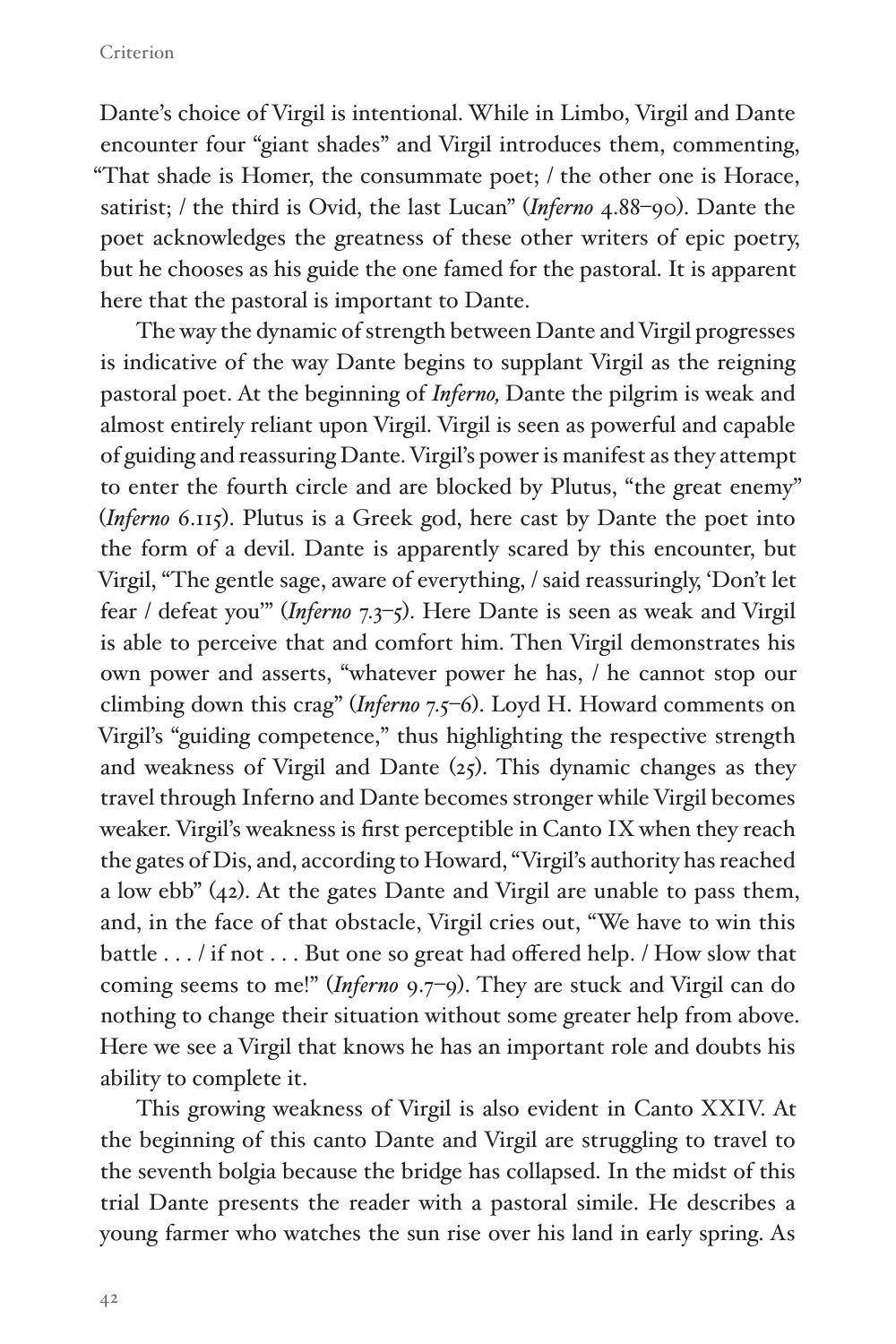Dante's choice of Virgil is intentional. While in Limbo, Virgil and Dante encounter four "giant shades" and Virgil introduces them, commenting, "That shade is Homer, the consummate poet; / the other one is Horace, satirist; / the third is Ovid, the last Lucan" (*Inferno* 4.88–90). Dante the poet acknowledges the greatness of these other writers of epic poetry, but he chooses as his guide the one famed for the pastoral. It is apparent here that the pastoral is important to Dante.

The way the dynamic of strength between Dante and Virgil progresses is indicative of the way Dante begins to supplant Virgil as the reigning pastoral poet. At the beginning of *Inferno,* Dante the pilgrim is weak and almost entirely reliant upon Virgil. Virgil is seen as powerful and capable of guiding and reassuring Dante. Virgil's power is manifest as they attempt to enter the fourth circle and are blocked by Plutus, "the great enemy" (*Inferno* 6.115). Plutus is a Greek god, here cast by Dante the poet into the form of a devil. Dante is apparently scared by this encounter, but Virgil, "The gentle sage, aware of everything, / said reassuringly, 'Don't let fear / defeat you'" (*Inferno* 7.3–5). Here Dante is seen as weak and Virgil is able to perceive that and comfort him. Then Virgil demonstrates his own power and asserts, "whatever power he has, / he cannot stop our climbing down this crag" (*Inferno* 7.5–6). Loyd H. Howard comments on Virgil's "guiding competence," thus highlighting the respective strength and weakness of Virgil and Dante (25). This dynamic changes as they travel through Inferno and Dante becomes stronger while Virgil becomes weaker. Virgil's weakness is first perceptible in Canto IX when they reach the gates of Dis, and, according to Howard, "Virgil's authority has reached a low ebb" (42). At the gates Dante and Virgil are unable to pass them, and, in the face of that obstacle, Virgil cries out, "We have to win this battle . . . / if not . . . But one so great had offered help. / How slow that coming seems to me!" (*Inferno* 9.7–9). They are stuck and Virgil can do nothing to change their situation without some greater help from above. Here we see a Virgil that knows he has an important role and doubts his ability to complete it.

This growing weakness of Virgil is also evident in Canto XXIV. At the beginning of this canto Dante and Virgil are struggling to travel to the seventh bolgia because the bridge has collapsed. In the midst of this trial Dante presents the reader with a pastoral simile. He describes a young farmer who watches the sun rise over his land in early spring. As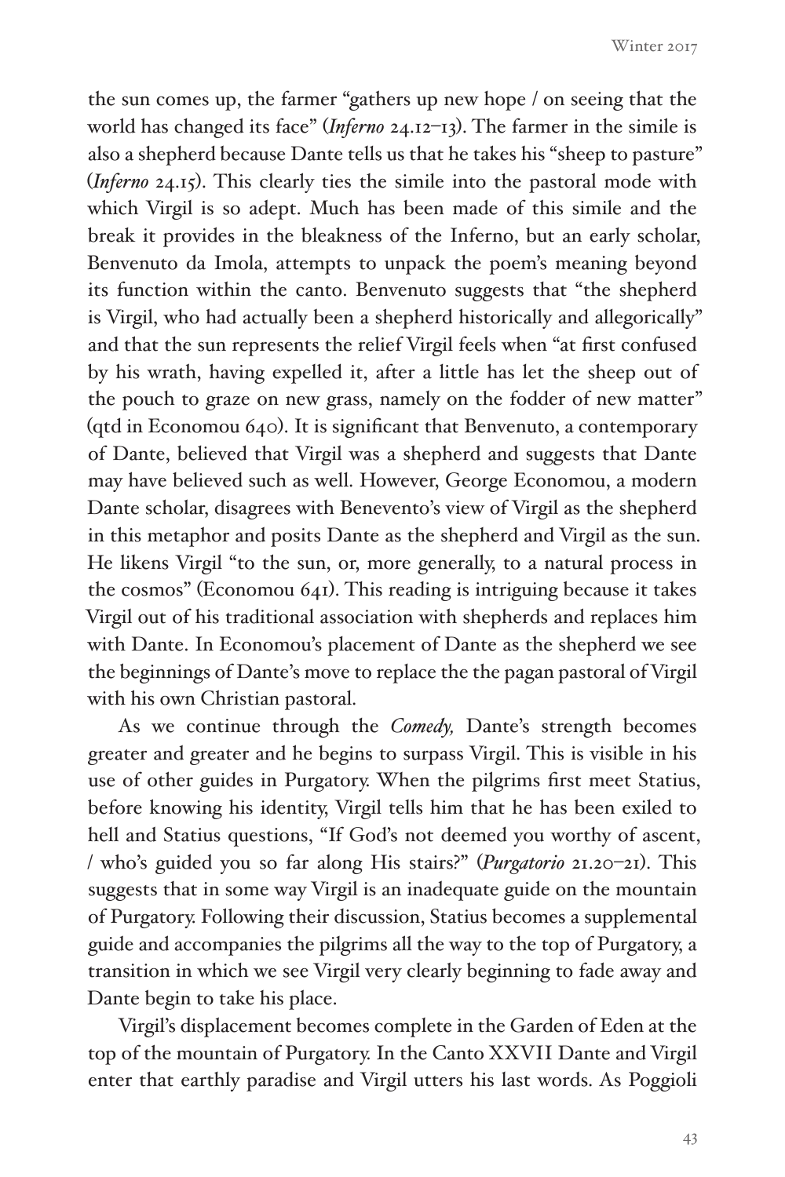the sun comes up, the farmer "gathers up new hope / on seeing that the world has changed its face" (*Inferno* 24.12–13). The farmer in the simile is also a shepherd because Dante tells us that he takes his "sheep to pasture" (*Inferno* 24.15). This clearly ties the simile into the pastoral mode with which Virgil is so adept. Much has been made of this simile and the break it provides in the bleakness of the Inferno, but an early scholar, Benvenuto da Imola, attempts to unpack the poem's meaning beyond its function within the canto. Benvenuto suggests that "the shepherd is Virgil, who had actually been a shepherd historically and allegorically" and that the sun represents the relief Virgil feels when "at first confused by his wrath, having expelled it, after a little has let the sheep out of the pouch to graze on new grass, namely on the fodder of new matter" (qtd in Economou 640). It is significant that Benvenuto, a contemporary of Dante, believed that Virgil was a shepherd and suggests that Dante may have believed such as well. However, George Economou, a modern Dante scholar, disagrees with Benevento's view of Virgil as the shepherd in this metaphor and posits Dante as the shepherd and Virgil as the sun. He likens Virgil "to the sun, or, more generally, to a natural process in the cosmos" (Economou 641). This reading is intriguing because it takes Virgil out of his traditional association with shepherds and replaces him with Dante. In Economou's placement of Dante as the shepherd we see the beginnings of Dante's move to replace the the pagan pastoral of Virgil with his own Christian pastoral.

As we continue through the *Comedy,* Dante's strength becomes greater and greater and he begins to surpass Virgil. This is visible in his use of other guides in Purgatory. When the pilgrims first meet Statius, before knowing his identity, Virgil tells him that he has been exiled to hell and Statius questions, "If God's not deemed you worthy of ascent, / who's guided you so far along His stairs?" (*Purgatorio* 21.20–21). This suggests that in some way Virgil is an inadequate guide on the mountain of Purgatory. Following their discussion, Statius becomes a supplemental guide and accompanies the pilgrims all the way to the top of Purgatory, a transition in which we see Virgil very clearly beginning to fade away and Dante begin to take his place.

Virgil's displacement becomes complete in the Garden of Eden at the top of the mountain of Purgatory. In the Canto XXVII Dante and Virgil enter that earthly paradise and Virgil utters his last words. As Poggioli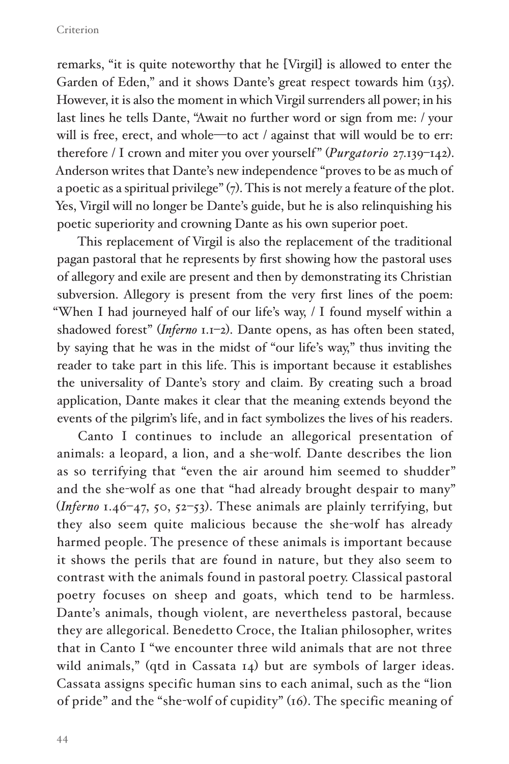remarks, "it is quite noteworthy that he [Virgil] is allowed to enter the Garden of Eden," and it shows Dante's great respect towards him (135). However, it is also the moment in which Virgil surrenders all power; in his last lines he tells Dante, "Await no further word or sign from me: / your will is free, erect, and whole—to act / against that will would be to err: therefore / I crown and miter you over yourself" (*Purgatorio* 27.139–142). Anderson writes that Dante's new independence "proves to be as much of a poetic as a spiritual privilege" (7). This is not merely a feature of the plot. Yes, Virgil will no longer be Dante's guide, but he is also relinquishing his poetic superiority and crowning Dante as his own superior poet.

This replacement of Virgil is also the replacement of the traditional pagan pastoral that he represents by first showing how the pastoral uses of allegory and exile are present and then by demonstrating its Christian subversion. Allegory is present from the very first lines of the poem: "When I had journeyed half of our life's way, / I found myself within a shadowed forest" (*Inferno* 1.1–2). Dante opens, as has often been stated, by saying that he was in the midst of "our life's way," thus inviting the reader to take part in this life. This is important because it establishes the universality of Dante's story and claim. By creating such a broad application, Dante makes it clear that the meaning extends beyond the events of the pilgrim's life, and in fact symbolizes the lives of his readers.

Canto I continues to include an allegorical presentation of animals: a leopard, a lion, and a she-wolf. Dante describes the lion as so terrifying that "even the air around him seemed to shudder" and the she-wolf as one that "had already brought despair to many" (*Inferno* 1.46–47, 50, 52–53). These animals are plainly terrifying, but they also seem quite malicious because the she-wolf has already harmed people. The presence of these animals is important because it shows the perils that are found in nature, but they also seem to contrast with the animals found in pastoral poetry. Classical pastoral poetry focuses on sheep and goats, which tend to be harmless. Dante's animals, though violent, are nevertheless pastoral, because they are allegorical. Benedetto Croce, the Italian philosopher, writes that in Canto I "we encounter three wild animals that are not three wild animals," (qtd in Cassata 14) but are symbols of larger ideas. Cassata assigns specific human sins to each animal, such as the "lion of pride" and the "she-wolf of cupidity" (16). The specific meaning of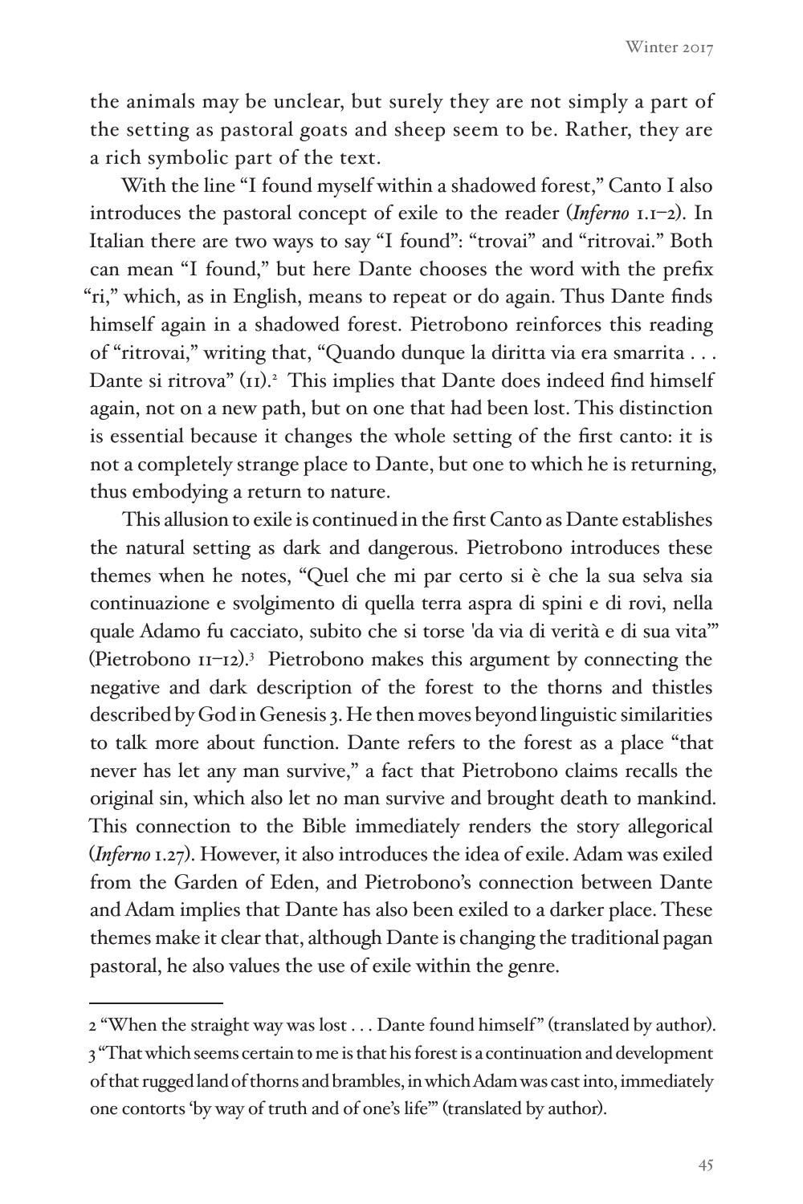the animals may be unclear, but surely they are not simply a part of the setting as pastoral goats and sheep seem to be. Rather, they are a rich symbolic part of the text.

With the line "I found myself within a shadowed forest," Canto I also introduces the pastoral concept of exile to the reader (*Inferno* 1.1–2). In Italian there are two ways to say "I found": "trovai" and "ritrovai." Both can mean "I found," but here Dante chooses the word with the prefix "ri," which, as in English, means to repeat or do again. Thus Dante finds himself again in a shadowed forest. Pietrobono reinforces this reading of "ritrovai," writing that, "Quando dunque la diritta via era smarrita . . . Dante si ritrova" (11).[2] This implies that Dante does indeed find himself again, not on a new path, but on one that had been lost. This distinction is essential because it changes the whole setting of the first canto: it is not a completely strange place to Dante, but one to which he is returning, thus embodying a return to nature.

This allusion to exile is continued in the first Canto as Dante establishes the natural setting as dark and dangerous. Pietrobono introduces these themes when he notes, "Quel che mi par certo si è che la sua selva sia continuazione e svolgimento di quella terra aspra di spini e di rovi, nella quale Adamo fu cacciato, subito che si torse 'da via di verità e di sua vita'" (Pietrobono 11–12).[3] Pietrobono makes this argument by connecting the negative and dark description of the forest to the thorns and thistles described by God in Genesis 3. He then moves beyond linguistic similarities to talk more about function. Dante refers to the forest as a place "that never has let any man survive," a fact that Pietrobono claims recalls the original sin, which also let no man survive and brought death to mankind. This connection to the Bible immediately renders the story allegorical (*Inferno* 1.27). However, it also introduces the idea of exile. Adam was exiled from the Garden of Eden, and Pietrobono's connection between Dante and Adam implies that Dante has also been exiled to a darker place. These themes make it clear that, although Dante is changing the traditional pagan pastoral, he also values the use of exile within the genre.

---

2 "When the straight way was lost . . . Dante found himself" (translated by author).

3 "That which seems certain to me is that his forest is a continuation and development of that rugged land of thorns and brambles, in which Adam was cast into, immediately one contorts 'by way of truth and of one's life'" (translated by author).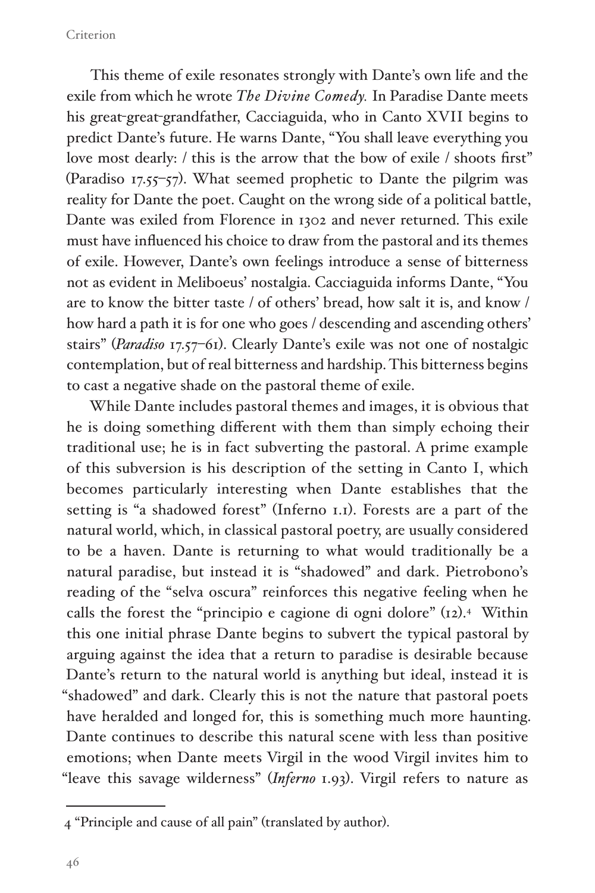This theme of exile resonates strongly with Dante's own life and the exile from which he wrote *The Divine Comedy.* In Paradise Dante meets his great-great-grandfather, Cacciaguida, who in Canto XVII begins to predict Dante's future. He warns Dante, "You shall leave everything you love most dearly: / this is the arrow that the bow of exile / shoots first" (Paradiso 17.55–57). What seemed prophetic to Dante the pilgrim was reality for Dante the poet. Caught on the wrong side of a political battle, Dante was exiled from Florence in 1302 and never returned. This exile must have influenced his choice to draw from the pastoral and its themes of exile. However, Dante's own feelings introduce a sense of bitterness not as evident in Meliboeus' nostalgia. Cacciaguida informs Dante, "You are to know the bitter taste / of others' bread, how salt it is, and know / how hard a path it is for one who goes / descending and ascending others' stairs" (*Paradiso* 17.57–61). Clearly Dante's exile was not one of nostalgic contemplation, but of real bitterness and hardship. This bitterness begins to cast a negative shade on the pastoral theme of exile.

While Dante includes pastoral themes and images, it is obvious that he is doing something different with them than simply echoing their traditional use; he is in fact subverting the pastoral. A prime example of this subversion is his description of the setting in Canto I, which becomes particularly interesting when Dante establishes that the setting is "a shadowed forest" (Inferno 1.1). Forests are a part of the natural world, which, in classical pastoral poetry, are usually considered to be a haven. Dante is returning to what would traditionally be a natural paradise, but instead it is "shadowed" and dark. Pietrobono's reading of the "selva oscura" reinforces this negative feeling when he calls the forest the "principio e cagione di ogni dolore" (12).[4] Within this one initial phrase Dante begins to subvert the typical pastoral by arguing against the idea that a return to paradise is desirable because Dante's return to the natural world is anything but ideal, instead it is "shadowed" and dark. Clearly this is not the nature that pastoral poets have heralded and longed for, this is something much more haunting. Dante continues to describe this natural scene with less than positive emotions; when Dante meets Virgil in the wood Virgil invites him to "leave this savage wilderness" (*Inferno* 1.93). Virgil refers to nature as

4 "Principle and cause of all pain" (translated by author).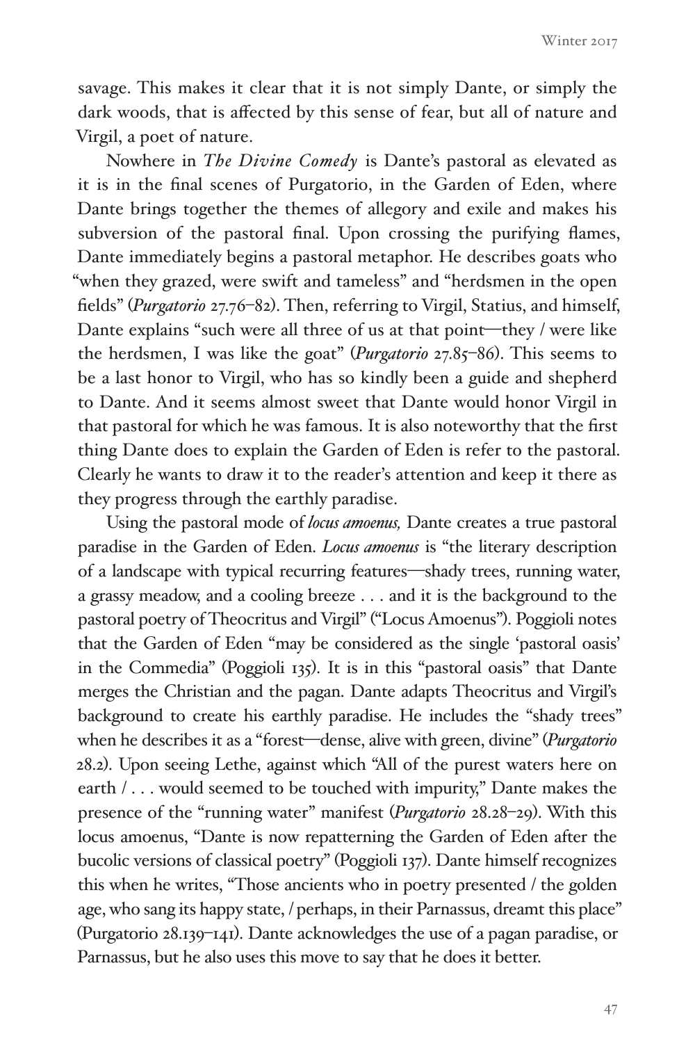savage. This makes it clear that it is not simply Dante, or simply the dark woods, that is affected by this sense of fear, but all of nature and Virgil, a poet of nature.

Nowhere in *The Divine Comedy* is Dante's pastoral as elevated as it is in the final scenes of Purgatorio, in the Garden of Eden, where Dante brings together the themes of allegory and exile and makes his subversion of the pastoral final. Upon crossing the purifying flames, Dante immediately begins a pastoral metaphor. He describes goats who "when they grazed, were swift and tameless" and "herdsmen in the open fields" (*Purgatorio* 27.76–82). Then, referring to Virgil, Statius, and himself, Dante explains "such were all three of us at that point—they / were like the herdsmen, I was like the goat" (*Purgatorio* 27.85–86). This seems to be a last honor to Virgil, who has so kindly been a guide and shepherd to Dante. And it seems almost sweet that Dante would honor Virgil in that pastoral for which he was famous. It is also noteworthy that the first thing Dante does to explain the Garden of Eden is refer to the pastoral. Clearly he wants to draw it to the reader's attention and keep it there as they progress through the earthly paradise.

Using the pastoral mode of *locus amoenus,* Dante creates a true pastoral paradise in the Garden of Eden. *Locus amoenus* is "the literary description of a landscape with typical recurring features—shady trees, running water, a grassy meadow, and a cooling breeze . . . and it is the background to the pastoral poetry of Theocritus and Virgil" ("Locus Amoenus"). Poggioli notes that the Garden of Eden "may be considered as the single 'pastoral oasis' in the Commedia" (Poggioli 135). It is in this "pastoral oasis" that Dante merges the Christian and the pagan. Dante adapts Theocritus and Virgil's background to create his earthly paradise. He includes the "shady trees" when he describes it as a "forest—dense, alive with green, divine" (*Purgatorio* 28.2). Upon seeing Lethe, against which "All of the purest waters here on earth / . . . would seemed to be touched with impurity," Dante makes the presence of the "running water" manifest (*Purgatorio* 28.28–29). With this locus amoenus, "Dante is now repatterning the Garden of Eden after the bucolic versions of classical poetry" (Poggioli 137). Dante himself recognizes this when he writes, "Those ancients who in poetry presented / the golden age, who sang its happy state, / perhaps, in their Parnassus, dreamt this place" (Purgatorio 28.139–141). Dante acknowledges the use of a pagan paradise, or Parnassus, but he also uses this move to say that he does it better.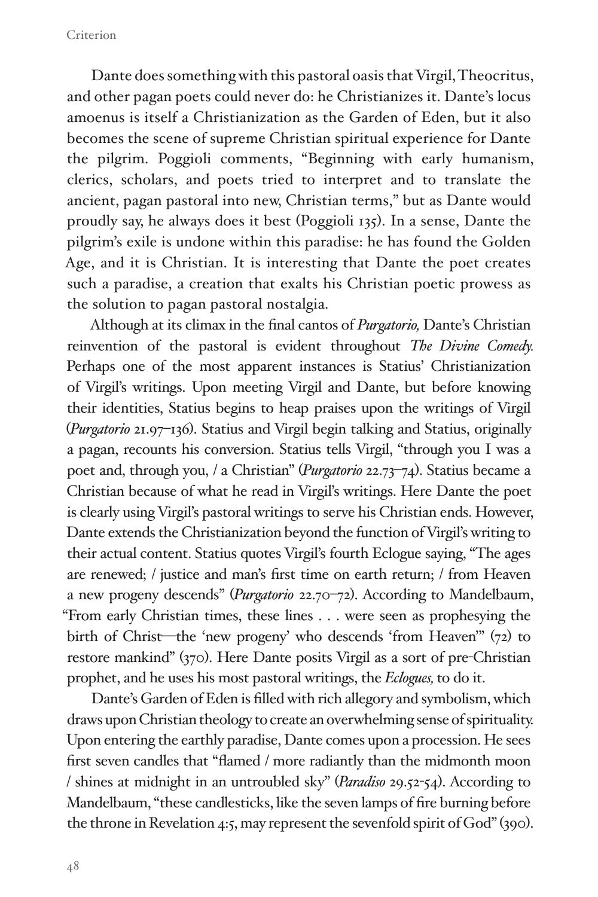Dante does something with this pastoral oasis that Virgil, Theocritus, and other pagan poets could never do: he Christianizes it. Dante's locus amoenus is itself a Christianization as the Garden of Eden, but it also becomes the scene of supreme Christian spiritual experience for Dante the pilgrim. Poggioli comments, "Beginning with early humanism, clerics, scholars, and poets tried to interpret and to translate the ancient, pagan pastoral into new, Christian terms," but as Dante would proudly say, he always does it best (Poggioli 135). In a sense, Dante the pilgrim's exile is undone within this paradise: he has found the Golden Age, and it is Christian. It is interesting that Dante the poet creates such a paradise, a creation that exalts his Christian poetic prowess as the solution to pagan pastoral nostalgia.

Although at its climax in the final cantos of *Purgatorio,* Dante's Christian reinvention of the pastoral is evident throughout *The Divine Comedy.* Perhaps one of the most apparent instances is Statius' Christianization of Virgil's writings. Upon meeting Virgil and Dante, but before knowing their identities, Statius begins to heap praises upon the writings of Virgil (*Purgatorio* 21.97–136). Statius and Virgil begin talking and Statius, originally a pagan, recounts his conversion. Statius tells Virgil, "through you I was a poet and, through you, / a Christian" (*Purgatorio* 22.73–74). Statius became a Christian because of what he read in Virgil's writings. Here Dante the poet is clearly using Virgil's pastoral writings to serve his Christian ends. However, Dante extends the Christianization beyond the function of Virgil's writing to their actual content. Statius quotes Virgil's fourth Eclogue saying, "The ages are renewed; / justice and man's first time on earth return; / from Heaven a new progeny descends" (*Purgatorio* 22.70–72). According to Mandelbaum, "From early Christian times, these lines . . . were seen as prophesying the birth of Christ—the 'new progeny' who descends 'from Heaven'" (72) to restore mankind" (370). Here Dante posits Virgil as a sort of pre-Christian prophet, and he uses his most pastoral writings, the *Eclogues,* to do it.

Dante's Garden of Eden is filled with rich allegory and symbolism, which draws upon Christian theology to create an overwhelming sense of spirituality. Upon entering the earthly paradise, Dante comes upon a procession. He sees first seven candles that "flamed / more radiantly than the midmonth moon / shines at midnight in an untroubled sky" (*Paradiso* 29.52-54). According to Mandelbaum, "these candlesticks, like the seven lamps of fire burning before the throne in Revelation 4:5, may represent the sevenfold spirit of God" (390).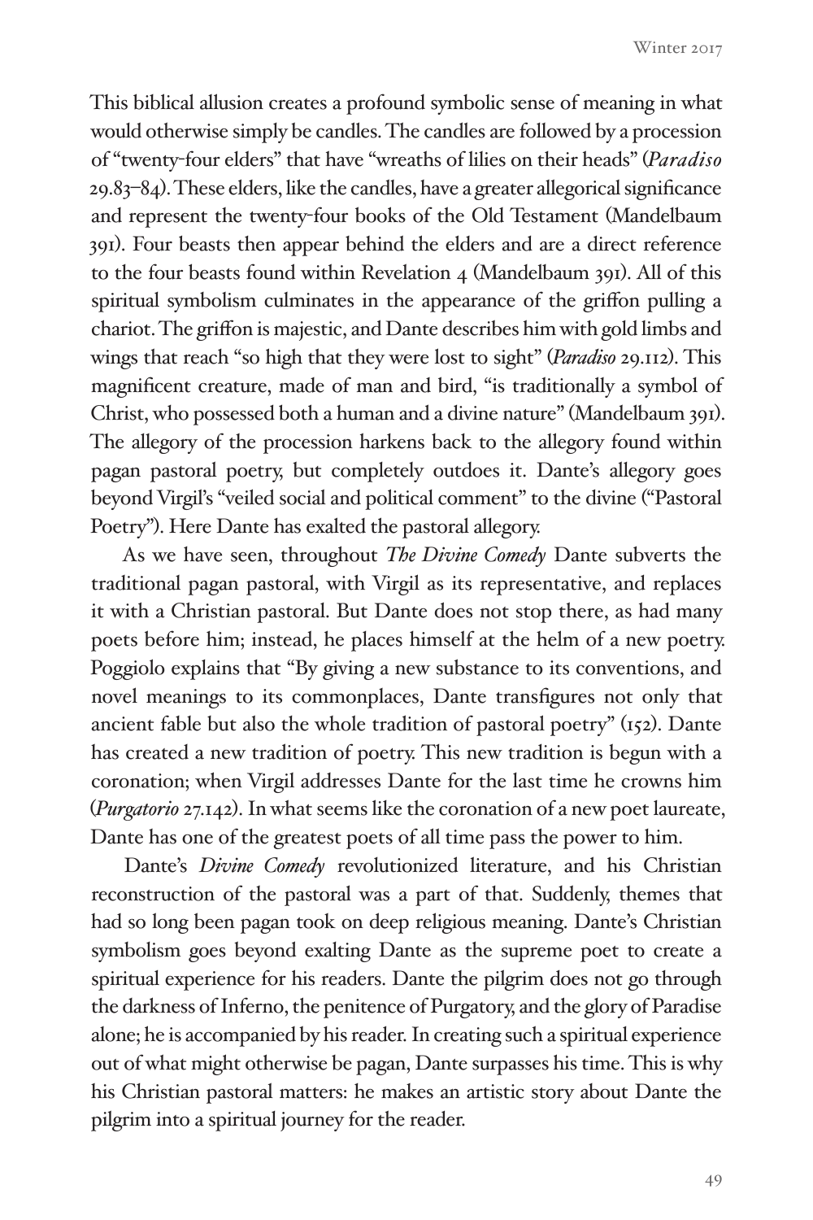This biblical allusion creates a profound symbolic sense of meaning in what would otherwise simply be candles. The candles are followed by a procession of "twenty-four elders" that have "wreaths of lilies on their heads" (*Paradiso* 29.83–84). These elders, like the candles, have a greater allegorical significance and represent the twenty-four books of the Old Testament (Mandelbaum 391). Four beasts then appear behind the elders and are a direct reference to the four beasts found within Revelation 4 (Mandelbaum 391). All of this spiritual symbolism culminates in the appearance of the griffon pulling a chariot. The griffon is majestic, and Dante describes him with gold limbs and wings that reach "so high that they were lost to sight" (*Paradiso* 29.112). This magnificent creature, made of man and bird, "is traditionally a symbol of Christ, who possessed both a human and a divine nature" (Mandelbaum 391). The allegory of the procession harkens back to the allegory found within pagan pastoral poetry, but completely outdoes it. Dante's allegory goes beyond Virgil's "veiled social and political comment" to the divine ("Pastoral Poetry"). Here Dante has exalted the pastoral allegory.

As we have seen, throughout *The Divine Comedy* Dante subverts the traditional pagan pastoral, with Virgil as its representative, and replaces it with a Christian pastoral. But Dante does not stop there, as had many poets before him; instead, he places himself at the helm of a new poetry. Poggiolo explains that "By giving a new substance to its conventions, and novel meanings to its commonplaces, Dante transfigures not only that ancient fable but also the whole tradition of pastoral poetry" (152). Dante has created a new tradition of poetry. This new tradition is begun with a coronation; when Virgil addresses Dante for the last time he crowns him (*Purgatorio* 27.142). In what seems like the coronation of a new poet laureate, Dante has one of the greatest poets of all time pass the power to him.

Dante's *Divine Comedy* revolutionized literature, and his Christian reconstruction of the pastoral was a part of that. Suddenly, themes that had so long been pagan took on deep religious meaning. Dante's Christian symbolism goes beyond exalting Dante as the supreme poet to create a spiritual experience for his readers. Dante the pilgrim does not go through the darkness of Inferno, the penitence of Purgatory, and the glory of Paradise alone; he is accompanied by his reader. In creating such a spiritual experience out of what might otherwise be pagan, Dante surpasses his time. This is why his Christian pastoral matters: he makes an artistic story about Dante the pilgrim into a spiritual journey for the reader.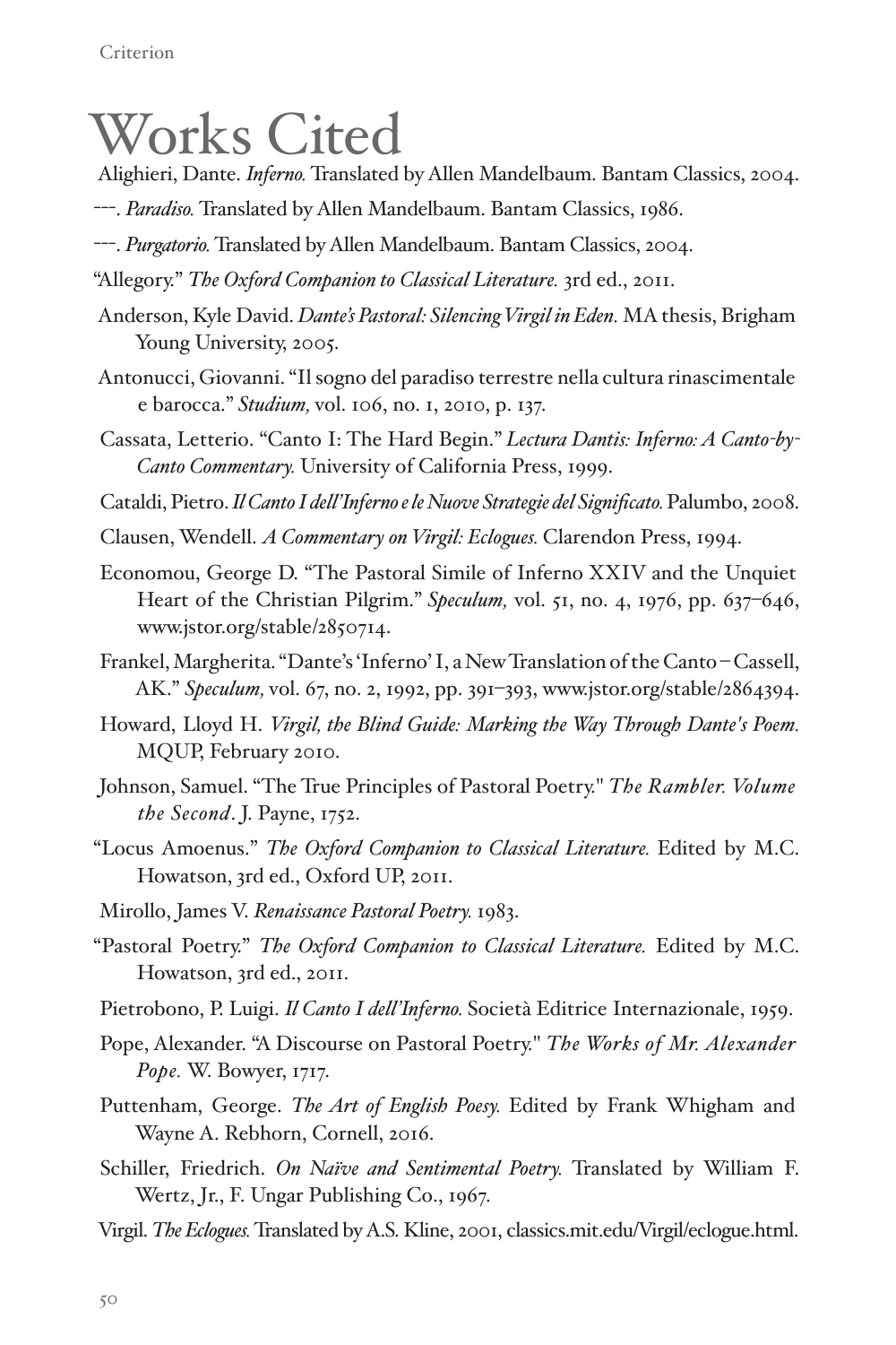# Works Cited

Alighieri, Dante. *Inferno.* Translated by Allen Mandelbaum. Bantam Classics, 2004.

---. *Paradiso.* Translated by Allen Mandelbaum. Bantam Classics, 1986.

---. *Purgatorio.* Translated by Allen Mandelbaum. Bantam Classics, 2004.

"Allegory." *The Oxford Companion to Classical Literature.* 3rd ed., 2011.

Anderson, Kyle David. *Dante's Pastoral: Silencing Virgil in Eden.* MA thesis, Brigham Young University, 2005.

Antonucci, Giovanni. "Il sogno del paradiso terrestre nella cultura rinascimentale e barocca." *Studium,* vol. 106, no. 1, 2010, p. 137.

Cassata, Letterio. "Canto I: The Hard Begin." *Lectura Dantis: Inferno: A Canto-by-Canto Commentary.* University of California Press, 1999.

Cataldi, Pietro. *Il Canto I dell'Inferno e le Nuove Strategie del Significato.* Palumbo, 2008.

Clausen, Wendell. *A Commentary on Virgil: Eclogues.* Clarendon Press, 1994.

Economou, George D. "The Pastoral Simile of Inferno XXIV and the Unquiet Heart of the Christian Pilgrim." *Speculum,* vol. 51, no. 4, 1976, pp. 637–646, www.jstor.org/stable/2850714.

Frankel, Margherita. "Dante's 'Inferno' I, a New Translation of the Canto – Cassell, AK." *Speculum,* vol. 67, no. 2, 1992, pp. 391–393, www.jstor.org/stable/2864394.

Howard, Lloyd H. *Virgil, the Blind Guide: Marking the Way Through Dante's Poem.* MQUP, February 2010.

Johnson, Samuel. "The True Principles of Pastoral Poetry." *The Rambler. Volume the Second*. J. Payne, 1752.

"Locus Amoenus." *The Oxford Companion to Classical Literature.* Edited by M.C. Howatson, 3rd ed., Oxford UP, 2011.

Mirollo, James V. *Renaissance Pastoral Poetry.* 1983.

"Pastoral Poetry." *The Oxford Companion to Classical Literature.* Edited by M.C. Howatson, 3rd ed., 2011.

Pietrobono, P. Luigi. *Il Canto I dell'Inferno.* Società Editrice Internazionale, 1959.

Pope, Alexander. "A Discourse on Pastoral Poetry." *The Works of Mr. Alexander Pope.* W. Bowyer, 1717.

Puttenham, George. *The Art of English Poesy.* Edited by Frank Whigham and Wayne A. Rebhorn, Cornell, 2016.

Schiller, Friedrich. *On Naïve and Sentimental Poetry.* Translated by William F. Wertz, Jr., F. Ungar Publishing Co., 1967.

Virgil. *The Eclogues.* Translated by A.S. Kline, 2001, classics.mit.edu/Virgil/eclogue.html.